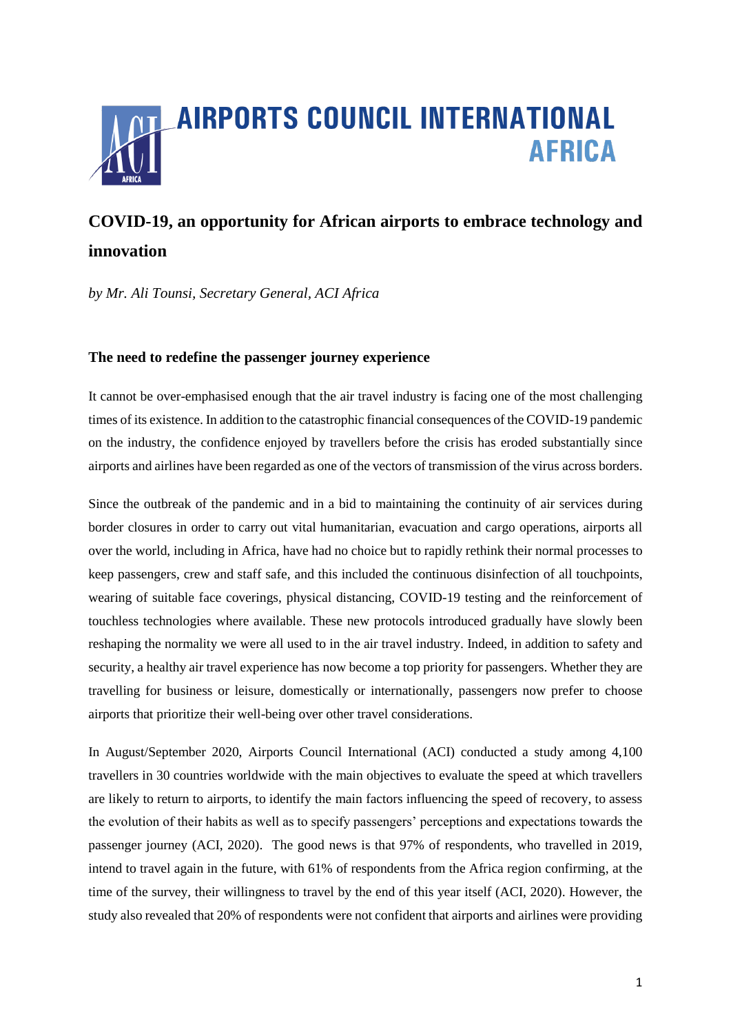# AIRPORTS COUNCIL INTERNATIONAL AFRICA

## COVID-19, an opportunity for African airports to embrace technology and innovation

*by Mr. Ali Tounsi, Secretary General, ACI Africa*

### The need to redefine the passenger journey experience

It cannot be over-emphasised enough that the air travel industry is facing one of the most challenging times of its existence. In addition to the catastrophic financial consequences of the COVID-19 pandemic on the industry, the confidence enjoyed by travellers before the crisis has eroded substantially since airports and airlines have been regarded as one of the vectors of transmission of the virus across borders.

Since the outbreak of the pandemic and in a bid to maintaining the continuity of air services during border closures in order to carry out vital humanitarian, evacuation and cargo operations, airports all over the world, including in Africa, have had no choice but to rapidly rethink their normal processes to keep passengers, crew and staff safe, and this included the continuous disinfection of all touchpoints, wearing of suitable face coverings, physical distancing, COVID-19 testing and the reinforcement of touchless technologies where available. These new protocols introduced gradually have slowly been reshaping the normality we were all used to in the air travel industry. Indeed, in addition to safety and security, a healthy air travel experience has now become a top priority for passengers. Whether they are travelling for business or leisure, domestically or internationally, passengers now prefer to choose airports that prioritize their well-being over other travel considerations.

In August/September 2020, Airports Council International (ACI) conducted a study among 4,100 travellers in 30 countries worldwide with the main objectives to evaluate the speed at which travellers are likely to return to airports, to identify the main factors influencing the speed of recovery, to assess the evolution of their habits as well as to specify passengers' perceptions and expectations towards the passenger journey (ACI, 2020). The good news is that 97% of respondents, who travelled in 2019, intend to travel again in the future, with 61% of respondents from the Africa region confirming, at the time of the survey, their willingness to travel by the end of this year itself (ACI, 2020). However, the study also revealed that 20% of respondents were not confident that airports and airlines were providing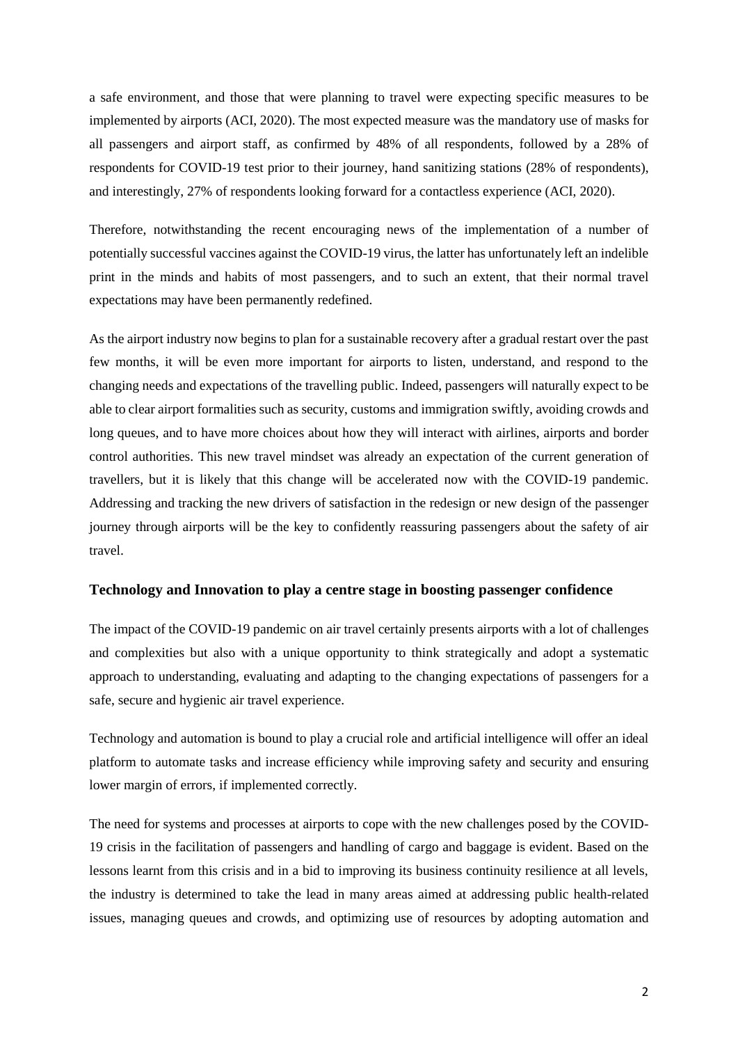a safe environment, and those that were planning to travel were expecting specific measures to be implemented by airports (ACI, 2020). The most expected measure was the mandatory use of masks for all passengers and airport staff, as confirmed by 48% of all respondents, followed by a 28% of respondents for COVID-19 test prior to their journey, hand sanitizing stations (28% of respondents), and interestingly, 27% of respondents looking forward for a contactless experience (ACI, 2020).

Therefore, notwithstanding the recent encouraging news of the implementation of a number of potentially successful vaccines against the COVID-19 virus, the latter has unfortunately left an indelible print in the minds and habits of most passengers, and to such an extent, that their normal travel expectations may have been permanently redefined.

As the airport industry now begins to plan for a sustainable recovery after a gradual restart over the past few months, it will be even more important for airports to listen, understand, and respond to the changing needs and expectations of the travelling public. Indeed, passengers will naturally expect to be able to clear airport formalities such as security, customs and immigration swiftly, avoiding crowds and long queues, and to have more choices about how they will interact with airlines, airports and border control authorities. This new travel mindset was already an expectation of the current generation of travellers, but it is likely that this change will be accelerated now with the COVID-19 pandemic. Addressing and tracking the new drivers of satisfaction in the redesign or new design of the passenger journey through airports will be the key to confidently reassuring passengers about the safety of air travel.

## Technology and Innovation to play a centre stage in boosting passenger confidence

The impact of the COVID-19 pandemic on air travel certainly presents airports with a lot of challenges and complexities but also with a unique opportunity to think strategically and adopt a systematic approach to understanding, evaluating and adapting to the changing expectations of passengers for a safe, secure and hygienic air travel experience.

Technology and automation is bound to play a crucial role and artificial intelligence will offer an ideal platform to automate tasks and increase efficiency while improving safety and security and ensuring lower margin of errors, if implemented correctly.

The need for systems and processes at airports to cope with the new challenges posed by the COVID-19 crisis in the facilitation of passengers and handling of cargo and baggage is evident. Based on the lessons learnt from this crisis and in a bid to improving its business continuity resilience at all levels, the industry is determined to take the lead in many areas aimed at addressing public health-related issues, managing queues and crowds, and optimizing use of resources by adopting automation and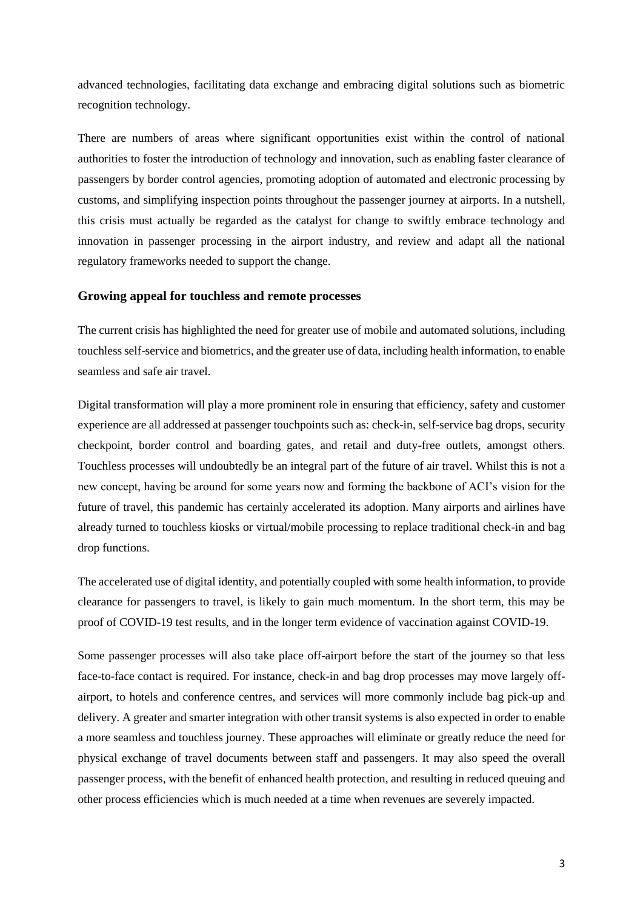advanced technologies, facilitating data exchange and embracing digital solutions such as biometric recognition technology.

There are numbers of areas where significant opportunities exist within the control of national authorities to foster the introduction of technology and innovation, such as enabling faster clearance of passengers by border control agencies, promoting adoption of automated and electronic processing by customs, and simplifying inspection points throughout the passenger journey at airports. In a nutshell, this crisis must actually be regarded as the catalyst for change to swiftly embrace technology and innovation in passenger processing in the airport industry, and review and adapt all the national regulatory frameworks needed to support the change.

### Growing appeal for touchless and remote processes

The current crisis has highlighted the need for greater use of mobile and automated solutions, including touchless self-service and biometrics, and the greater use of data, including health information, to enable seamless and safe air travel.

Digital transformation will play a more prominent role in ensuring that efficiency, safety and customer experience are all addressed at passenger touchpoints such as: check-in, self-service bag drops, security checkpoint, border control and boarding gates, and retail and duty-free outlets, amongst others. Touchless processes will undoubtedly be an integral part of the future of air travel. Whilst this is not a new concept, having be around for some years now and forming the backbone of ACI's vision for the future of travel, this pandemic has certainly accelerated its adoption. Many airports and airlines have already turned to touchless kiosks or virtual/mobile processing to replace traditional check-in and bag drop functions.

The accelerated use of digital identity, and potentially coupled with some health information, to provide clearance for passengers to travel, is likely to gain much momentum. In the short term, this may be proof of COVID-19 test results, and in the longer term evidence of vaccination against COVID-19.

Some passenger processes will also take place off-airport before the start of the journey so that less face-to-face contact is required. For instance, check-in and bag drop processes may move largely off-airport, to hotels and conference centres, and services will more commonly include bag pick-up and delivery. A greater and smarter integration with other transit systems is also expected in order to enable a more seamless and touchless journey. These approaches will eliminate or greatly reduce the need for physical exchange of travel documents between staff and passengers. It may also speed the overall passenger process, with the benefit of enhanced health protection, and resulting in reduced queuing and other process efficiencies which is much needed at a time when revenues are severely impacted.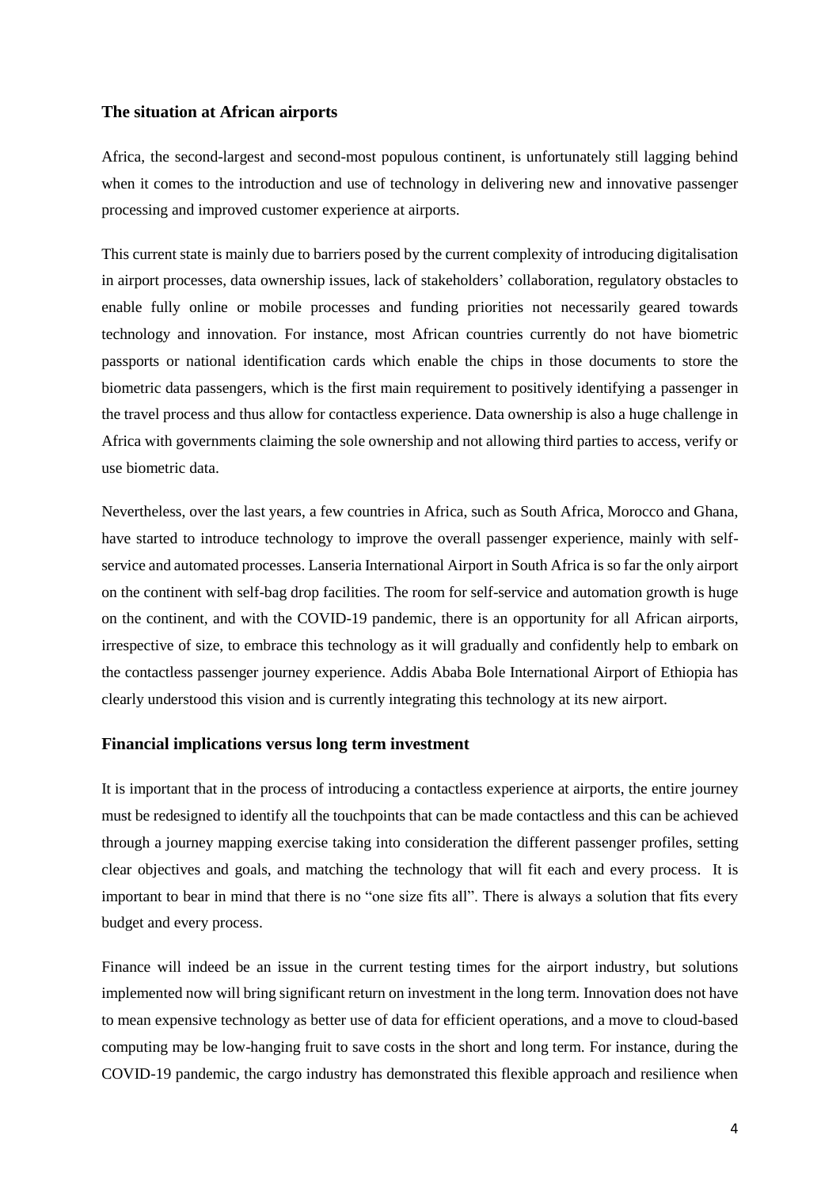## The situation at African airports

Africa, the second-largest and second-most populous continent, is unfortunately still lagging behind when it comes to the introduction and use of technology in delivering new and innovative passenger processing and improved customer experience at airports.

This current state is mainly due to barriers posed by the current complexity of introducing digitalisation in airport processes, data ownership issues, lack of stakeholders' collaboration, regulatory obstacles to enable fully online or mobile processes and funding priorities not necessarily geared towards technology and innovation. For instance, most African countries currently do not have biometric passports or national identification cards which enable the chips in those documents to store the biometric data passengers, which is the first main requirement to positively identifying a passenger in the travel process and thus allow for contactless experience. Data ownership is also a huge challenge in Africa with governments claiming the sole ownership and not allowing third parties to access, verify or use biometric data.

Nevertheless, over the last years, a few countries in Africa, such as South Africa, Morocco and Ghana, have started to introduce technology to improve the overall passenger experience, mainly with self-service and automated processes. Lanseria International Airport in South Africa is so far the only airport on the continent with self-bag drop facilities. The room for self-service and automation growth is huge on the continent, and with the COVID-19 pandemic, there is an opportunity for all African airports, irrespective of size, to embrace this technology as it will gradually and confidently help to embark on the contactless passenger journey experience. Addis Ababa Bole International Airport of Ethiopia has clearly understood this vision and is currently integrating this technology at its new airport.

## Financial implications versus long term investment

It is important that in the process of introducing a contactless experience at airports, the entire journey must be redesigned to identify all the touchpoints that can be made contactless and this can be achieved through a journey mapping exercise taking into consideration the different passenger profiles, setting clear objectives and goals, and matching the technology that will fit each and every process. It is important to bear in mind that there is no "one size fits all". There is always a solution that fits every budget and every process.

Finance will indeed be an issue in the current testing times for the airport industry, but solutions implemented now will bring significant return on investment in the long term. Innovation does not have to mean expensive technology as better use of data for efficient operations, and a move to cloud-based computing may be low-hanging fruit to save costs in the short and long term. For instance, during the COVID-19 pandemic, the cargo industry has demonstrated this flexible approach and resilience when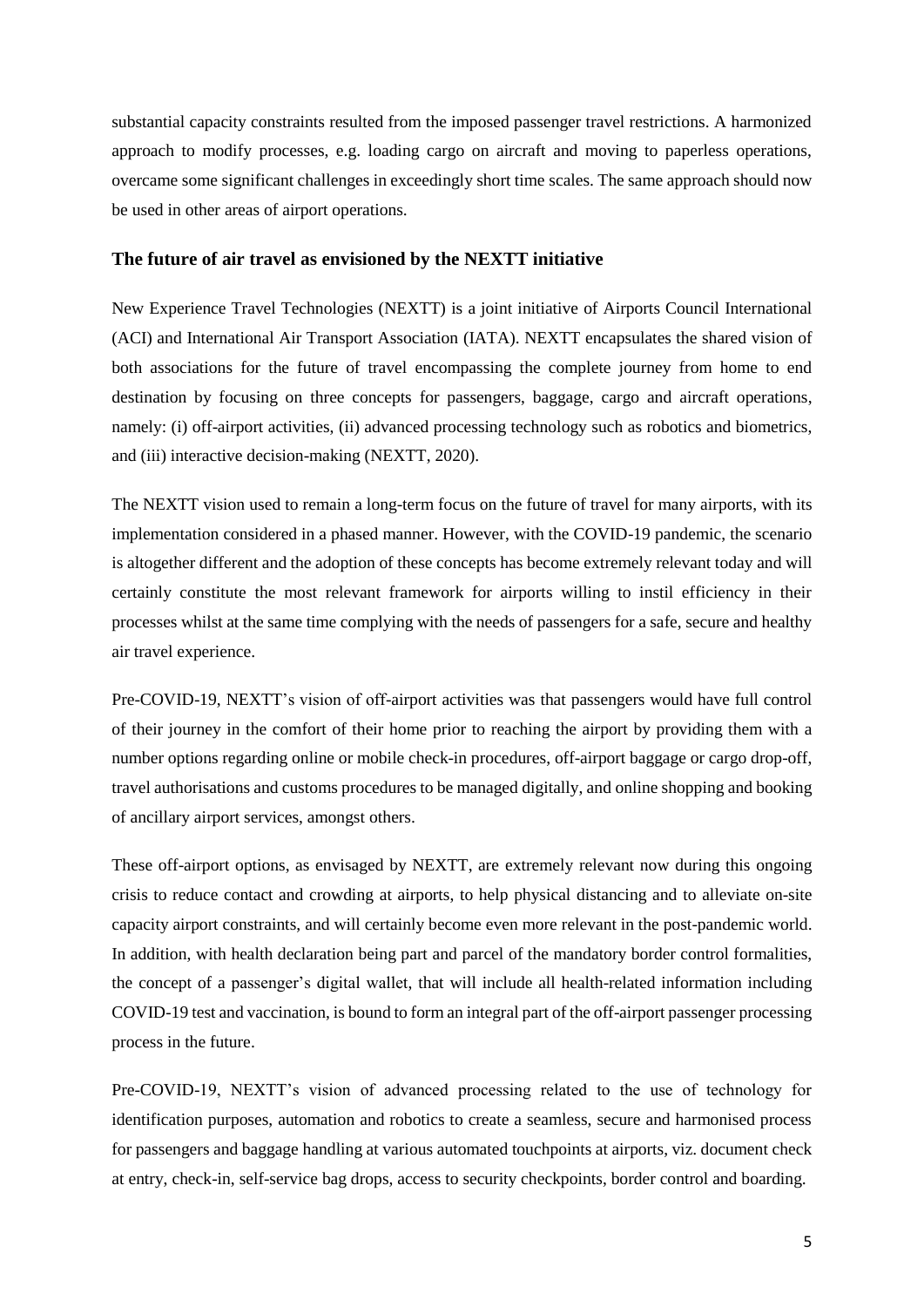substantial capacity constraints resulted from the imposed passenger travel restrictions. A harmonized approach to modify processes, e.g. loading cargo on aircraft and moving to paperless operations, overcame some significant challenges in exceedingly short time scales. The same approach should now be used in other areas of airport operations.

## The future of air travel as envisioned by the NEXTT initiative

New Experience Travel Technologies (NEXTT) is a joint initiative of Airports Council International (ACI) and International Air Transport Association (IATA). NEXTT encapsulates the shared vision of both associations for the future of travel encompassing the complete journey from home to end destination by focusing on three concepts for passengers, baggage, cargo and aircraft operations, namely: (i) off-airport activities, (ii) advanced processing technology such as robotics and biometrics, and (iii) interactive decision-making (NEXTT, 2020).

The NEXTT vision used to remain a long-term focus on the future of travel for many airports, with its implementation considered in a phased manner. However, with the COVID-19 pandemic, the scenario is altogether different and the adoption of these concepts has become extremely relevant today and will certainly constitute the most relevant framework for airports willing to instil efficiency in their processes whilst at the same time complying with the needs of passengers for a safe, secure and healthy air travel experience.

Pre-COVID-19, NEXTT's vision of off-airport activities was that passengers would have full control of their journey in the comfort of their home prior to reaching the airport by providing them with a number options regarding online or mobile check-in procedures, off-airport baggage or cargo drop-off, travel authorisations and customs procedures to be managed digitally, and online shopping and booking of ancillary airport services, amongst others.

These off-airport options, as envisaged by NEXTT, are extremely relevant now during this ongoing crisis to reduce contact and crowding at airports, to help physical distancing and to alleviate on-site capacity airport constraints, and will certainly become even more relevant in the post-pandemic world. In addition, with health declaration being part and parcel of the mandatory border control formalities, the concept of a passenger's digital wallet, that will include all health-related information including COVID-19 test and vaccination, is bound to form an integral part of the off-airport passenger processing process in the future.

Pre-COVID-19, NEXTT's vision of advanced processing related to the use of technology for identification purposes, automation and robotics to create a seamless, secure and harmonised process for passengers and baggage handling at various automated touchpoints at airports, viz. document check at entry, check-in, self-service bag drops, access to security checkpoints, border control and boarding.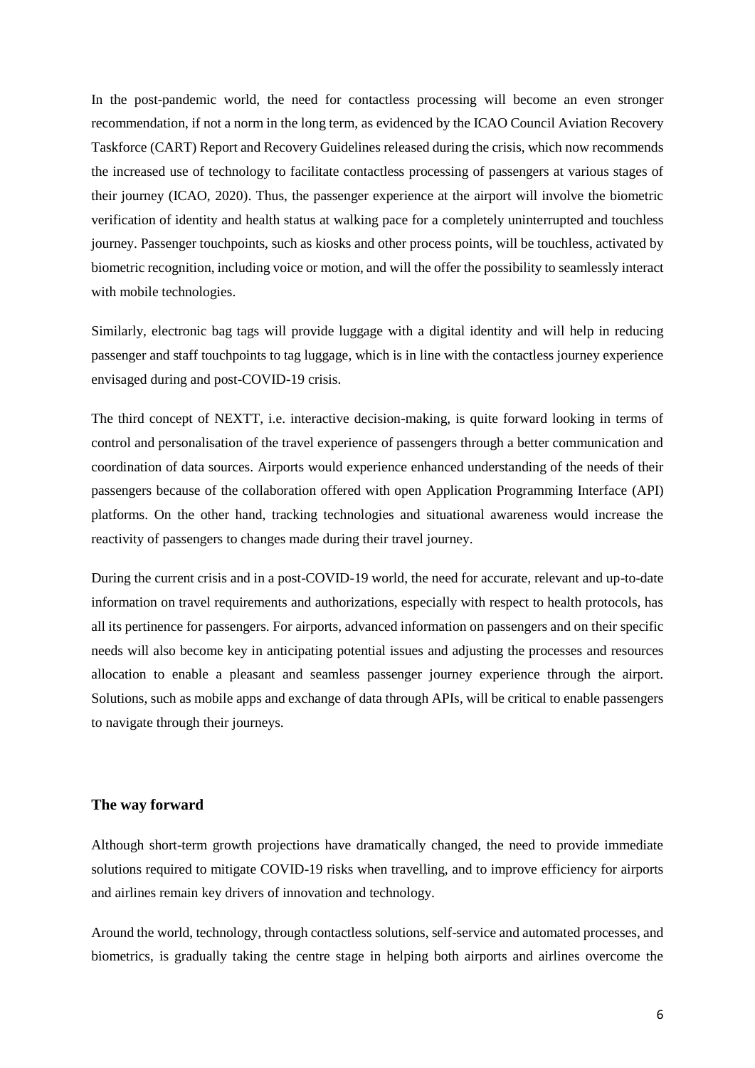In the post-pandemic world, the need for contactless processing will become an even stronger recommendation, if not a norm in the long term, as evidenced by the ICAO Council Aviation Recovery Taskforce (CART) Report and Recovery Guidelines released during the crisis, which now recommends the increased use of technology to facilitate contactless processing of passengers at various stages of their journey (ICAO, 2020). Thus, the passenger experience at the airport will involve the biometric verification of identity and health status at walking pace for a completely uninterrupted and touchless journey. Passenger touchpoints, such as kiosks and other process points, will be touchless, activated by biometric recognition, including voice or motion, and will the offer the possibility to seamlessly interact with mobile technologies.

Similarly, electronic bag tags will provide luggage with a digital identity and will help in reducing passenger and staff touchpoints to tag luggage, which is in line with the contactless journey experience envisaged during and post-COVID-19 crisis.

The third concept of NEXTT, i.e. interactive decision-making, is quite forward looking in terms of control and personalisation of the travel experience of passengers through a better communication and coordination of data sources. Airports would experience enhanced understanding of the needs of their passengers because of the collaboration offered with open Application Programming Interface (API) platforms. On the other hand, tracking technologies and situational awareness would increase the reactivity of passengers to changes made during their travel journey.

During the current crisis and in a post-COVID-19 world, the need for accurate, relevant and up-to-date information on travel requirements and authorizations, especially with respect to health protocols, has all its pertinence for passengers. For airports, advanced information on passengers and on their specific needs will also become key in anticipating potential issues and adjusting the processes and resources allocation to enable a pleasant and seamless passenger journey experience through the airport. Solutions, such as mobile apps and exchange of data through APIs, will be critical to enable passengers to navigate through their journeys.

## The way forward

Although short-term growth projections have dramatically changed, the need to provide immediate solutions required to mitigate COVID-19 risks when travelling, and to improve efficiency for airports and airlines remain key drivers of innovation and technology.

Around the world, technology, through contactless solutions, self-service and automated processes, and biometrics, is gradually taking the centre stage in helping both airports and airlines overcome the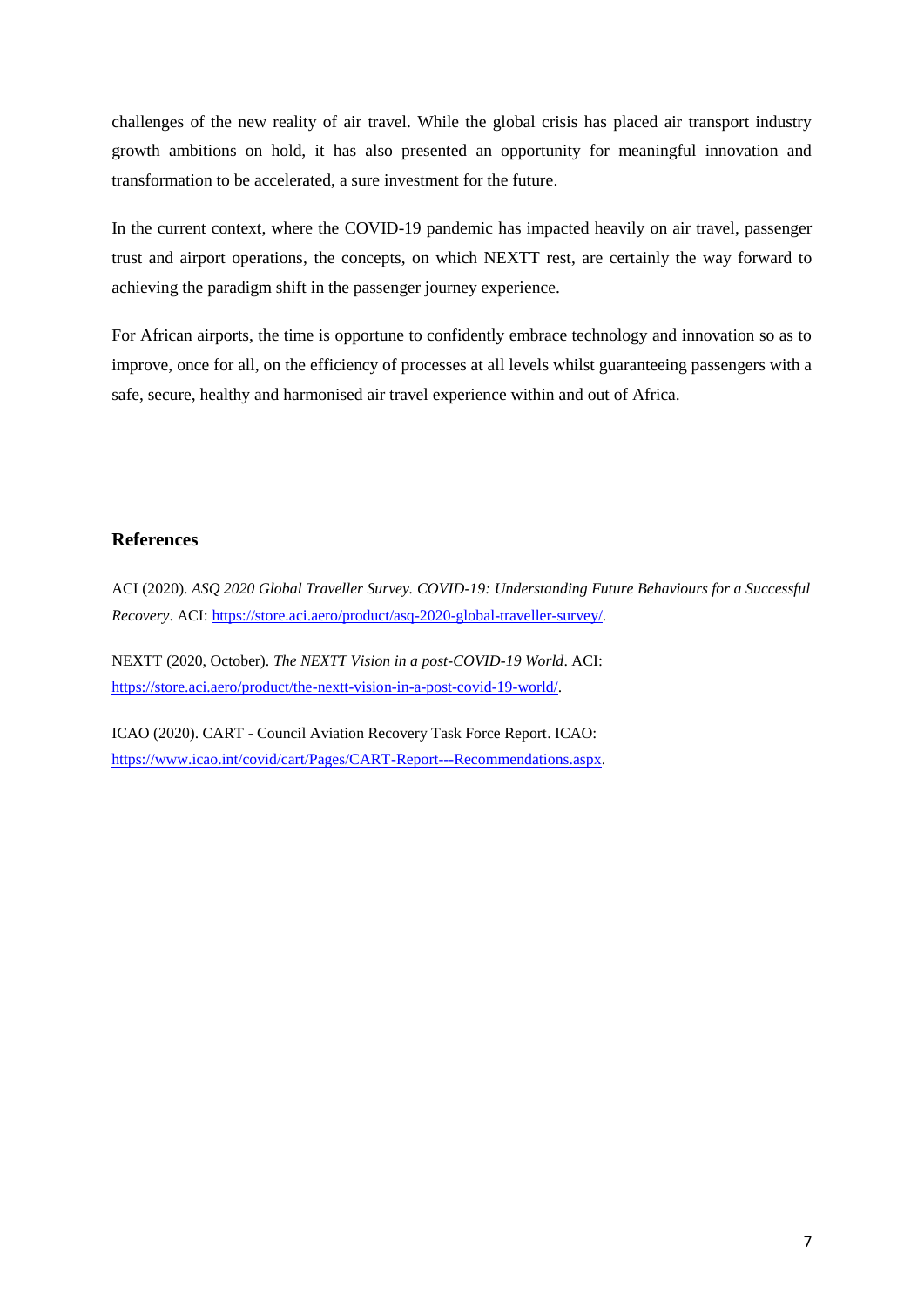challenges of the new reality of air travel. While the global crisis has placed air transport industry growth ambitions on hold, it has also presented an opportunity for meaningful innovation and transformation to be accelerated, a sure investment for the future.

In the current context, where the COVID-19 pandemic has impacted heavily on air travel, passenger trust and airport operations, the concepts, on which NEXTT rest, are certainly the way forward to achieving the paradigm shift in the passenger journey experience.

For African airports, the time is opportune to confidently embrace technology and innovation so as to improve, once for all, on the efficiency of processes at all levels whilst guaranteeing passengers with a safe, secure, healthy and harmonised air travel experience within and out of Africa.

## References

ACI (2020). *ASQ 2020 Global Traveller Survey. COVID-19: Understanding Future Behaviours for a Successful Recovery*. ACI: https://store.aci.aero/product/asq-2020-global-traveller-survey/.

NEXTT (2020, October). *The NEXTT Vision in a post-COVID-19 World*. ACI: https://store.aci.aero/product/the-nextt-vision-in-a-post-covid-19-world/.

ICAO (2020). CART - Council Aviation Recovery Task Force Report. ICAO: https://www.icao.int/covid/cart/Pages/CART-Report---Recommendations.aspx.